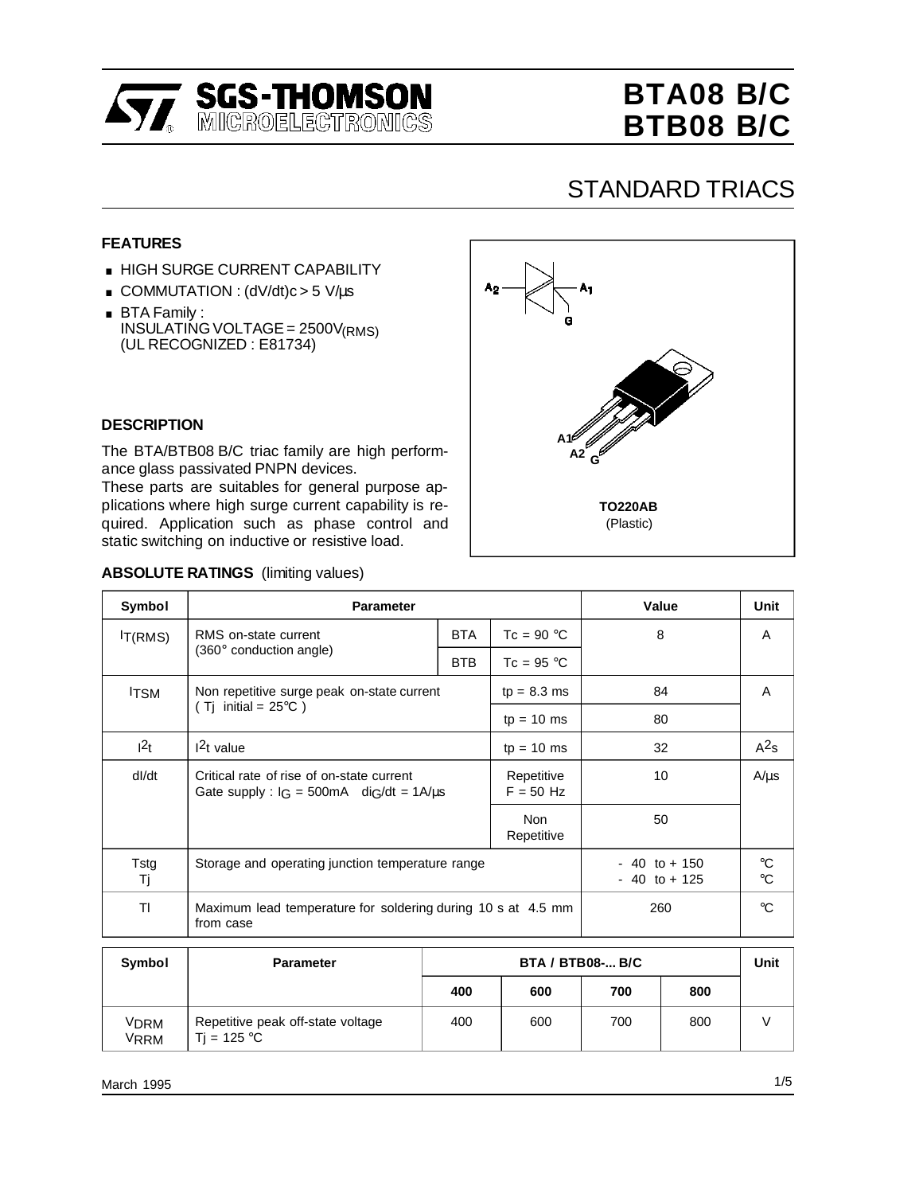# BTA08 B/C
# BTB08 B/C

## STANDARD TRIACS

### FEATURES

- HIGH SURGE CURRENT CAPABILITY
- COMMUTATION : $(dV/dt)c > 5$ V/µs
- BTA Family : INSULATING VOLTAGE = 2500$V_{(RMS)}$ (UL RECOGNIZED : E81734)

A2 A1 G

A1 A2 G

**TO220AB**
(Plastic)

### DESCRIPTION

The BTA/BTB08 B/C triac family are high performance glass passivated PNPN devices.
These parts are suitables for general purpose applications where high surge current capability is required. Application such as phase control and static switching on inductive or resistive load.

### ABSOLUTE RATINGS (limiting values)

| Symbol | Parameter | | | Value | Unit |
|---|---|---|---|---|---|
| $I_{T(RMS)}$ | RMS on-state current (360° conduction angle) | BTA | Tc = 90 °C | 8 | A |
| | | BTB | Tc = 95 °C | | |
| $I_{TSM}$ | Non repetitive surge peak on-state current ( Tj initial = 25°C ) | | tp = 8.3 ms | 84 | A |
| | | | tp = 10 ms | 80 | |
| $I^2t$ | $I^2t$ value | | tp = 10 ms | 32 | $A^2s$ |
| dI/dt | Critical rate of rise of on-state current Gate supply : $I_G$ = 500mA $dI_G/dt$ = 1A/µs | | Repetitive F = 50 Hz | 10 | A/µs |
| | | | Non Repetitive | 50 | |
| Tstg<br>Tj | Storage and operating junction temperature range | | | - 40 to + 150<br>- 40 to + 125 | °C<br>°C |
| Tl | Maximum lead temperature for soldering during 10 s at 4.5 mm from case | | | 260 | °C |

| Symbol | Parameter | BTA / BTB08-... B/C | | | | Unit |
|---|---|---|---|---|---|---|
| | | 400 | 600 | 700 | 800 | |
| $V_{DRM}$<br>$V_{RRM}$ | Repetitive peak off-state voltage Tj = 125 °C | 400 | 600 | 700 | 800 | V |

March 1995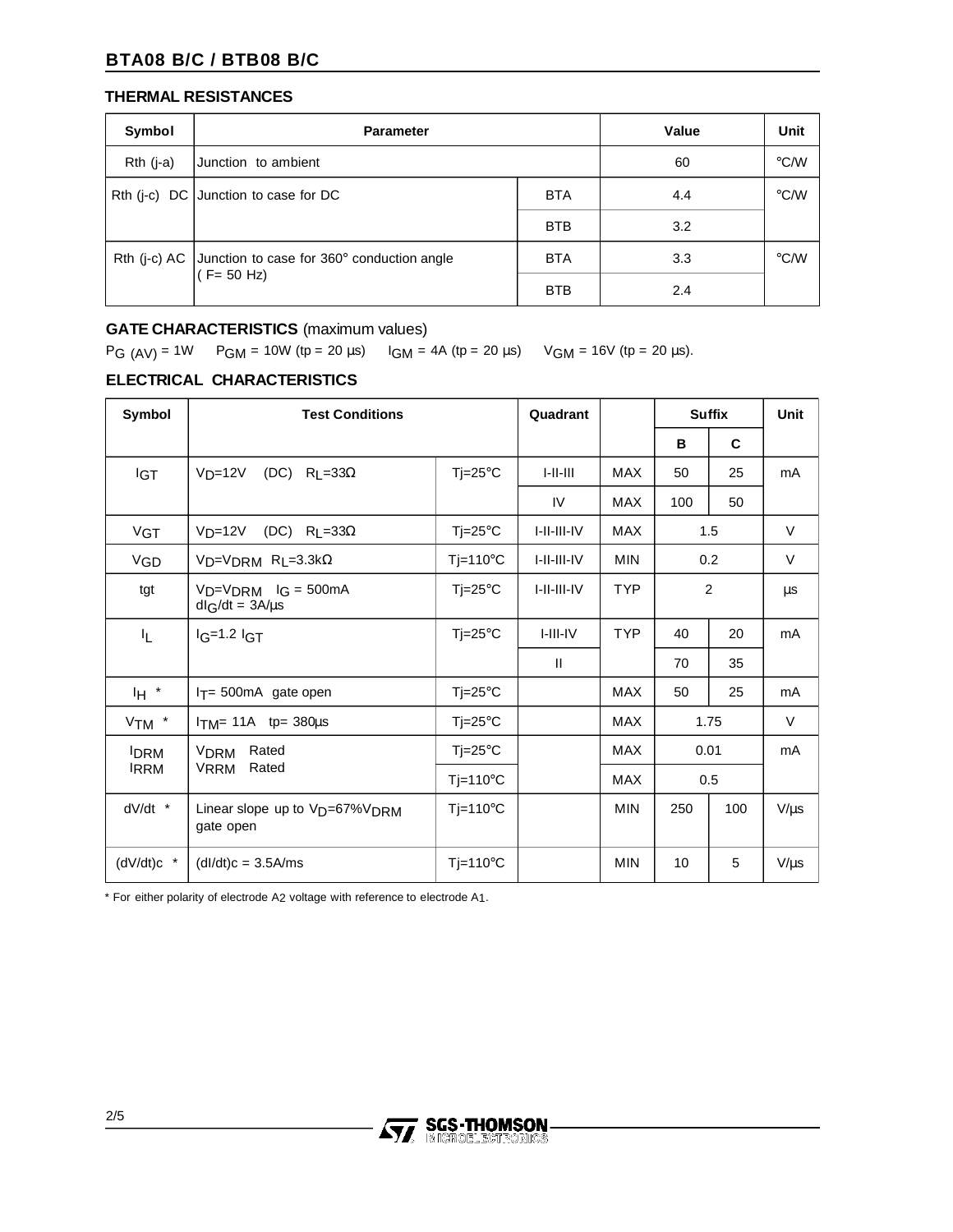## THERMAL RESISTANCES

| Symbol | Parameter | | Value | Unit |
|---|---|---|---|---|
| Rth (j-a) | Junction to ambient | | 60 | °C/W |
| Rth (j-c) DC | Junction to case for DC | BTA | 4.4 | °C/W |
| | | BTB | 3.2 | |
| Rth (j-c) AC | Junction to case for 360° conduction angle ( F= 50 Hz) | BTA | 3.3 | °C/W |
| | | BTB | 2.4 | |

## GATE CHARACTERISTICS (maximum values)

$P_{G\ (AV)}$ = 1W $P_{GM}$ = 10W (tp = 20 µs) $I_{GM}$ = 4A (tp = 20 µs) $V_{GM}$ = 16V (tp = 20 µs).

## ELECTRICAL CHARACTERISTICS

| Symbol | Test Conditions | | Quadrant | | Suffix | | Unit |
|---|---|---|---|---|---|---|---|
| | | | | | B | C | |
| $I_{GT}$ | $V_D$=12V (DC) $R_L$=33Ω | Tj=25°C | I-II-III | MAX | 50 | 25 | mA |
| | | | IV | MAX | 100 | 50 | |
| $V_{GT}$ | $V_D$=12V (DC) $R_L$=33Ω | Tj=25°C | I-II-III-IV | MAX | 1.5 | | V |
| $V_{GD}$ | $V_D$=$V_{DRM}$ $R_L$=3.3kΩ | Tj=110°C | I-II-III-IV | MIN | 0.2 | | V |
| tgt | $V_D$=$V_{DRM}$ $I_G$ = 500mA $dI_G/dt$ = 3A/µs | Tj=25°C | I-II-III-IV | TYP | 2 | | µs |
| $I_L$ | $I_G$=1.2 $I_{GT}$ | Tj=25°C | I-III-IV | TYP | 40 | 20 | mA |
| | | | II | | 70 | 35 | |
| $I_H$ * | $I_T$= 500mA gate open | Tj=25°C | | MAX | 50 | 25 | mA |
| $V_{TM}$ * | $I_{TM}$= 11A tp= 380µs | Tj=25°C | | MAX | 1.75 | | V |
| $I_{DRM}$ $I_{RRM}$ | $V_{DRM}$ Rated $V_{RRM}$ Rated | Tj=25°C | | MAX | 0.01 | | mA |
| | | Tj=110°C | | MAX | 0.5 | | |
| dV/dt * | Linear slope up to $V_D$=67%$V_{DRM}$ gate open | Tj=110°C | | MIN | 250 | 100 | V/µs |
| (dV/dt)c * | (dI/dt)c = 3.5A/ms | Tj=110°C | | MIN | 10 | 5 | V/µs |

* For either polarity of electrode A2 voltage with reference to electrode A1.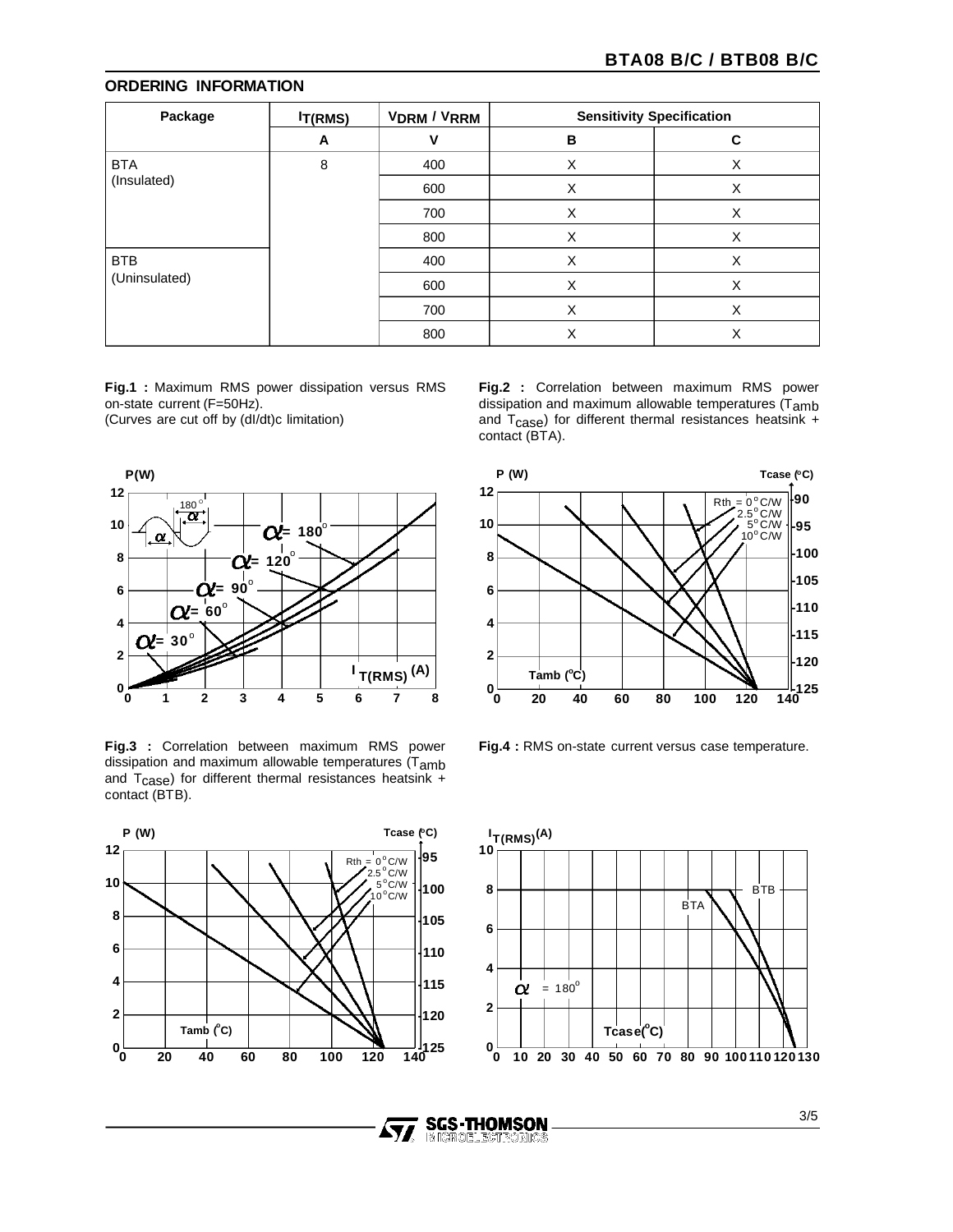## ORDERING INFORMATION

| Package | $I_{T(RMS)}$ | $V_{DRM}$ / $V_{RRM}$ | Sensitivity Specification | |
|---|---|---|---|---|
| | A | V | B | C |
| BTA (Insulated) | 8 | 400 | X | X |
| | | 600 | X | X |
| | | 700 | X | X |
| | | 800 | X | X |
| BTB (Uninsulated) | | 400 | X | X |
| | | 600 | X | X |
| | | 700 | X | X |
| | | 800 | X | X |

**Fig.1 :** Maximum RMS power dissipation versus RMS on-state current (F=50Hz).
(Curves are cut off by (dI/dt)c limitation)

**Fig.2 :** Correlation between maximum RMS power dissipation and maximum allowable temperatures ($T_{amb}$ and $T_{case}$) for different thermal resistances heatsink + contact (BTA).

**Fig.3 :** Correlation between maximum RMS power dissipation and maximum allowable temperatures ($T_{amb}$ and $T_{case}$) for different thermal resistances heatsink + contact (BTB).

**Fig.4 :** RMS on-state current versus case temperature.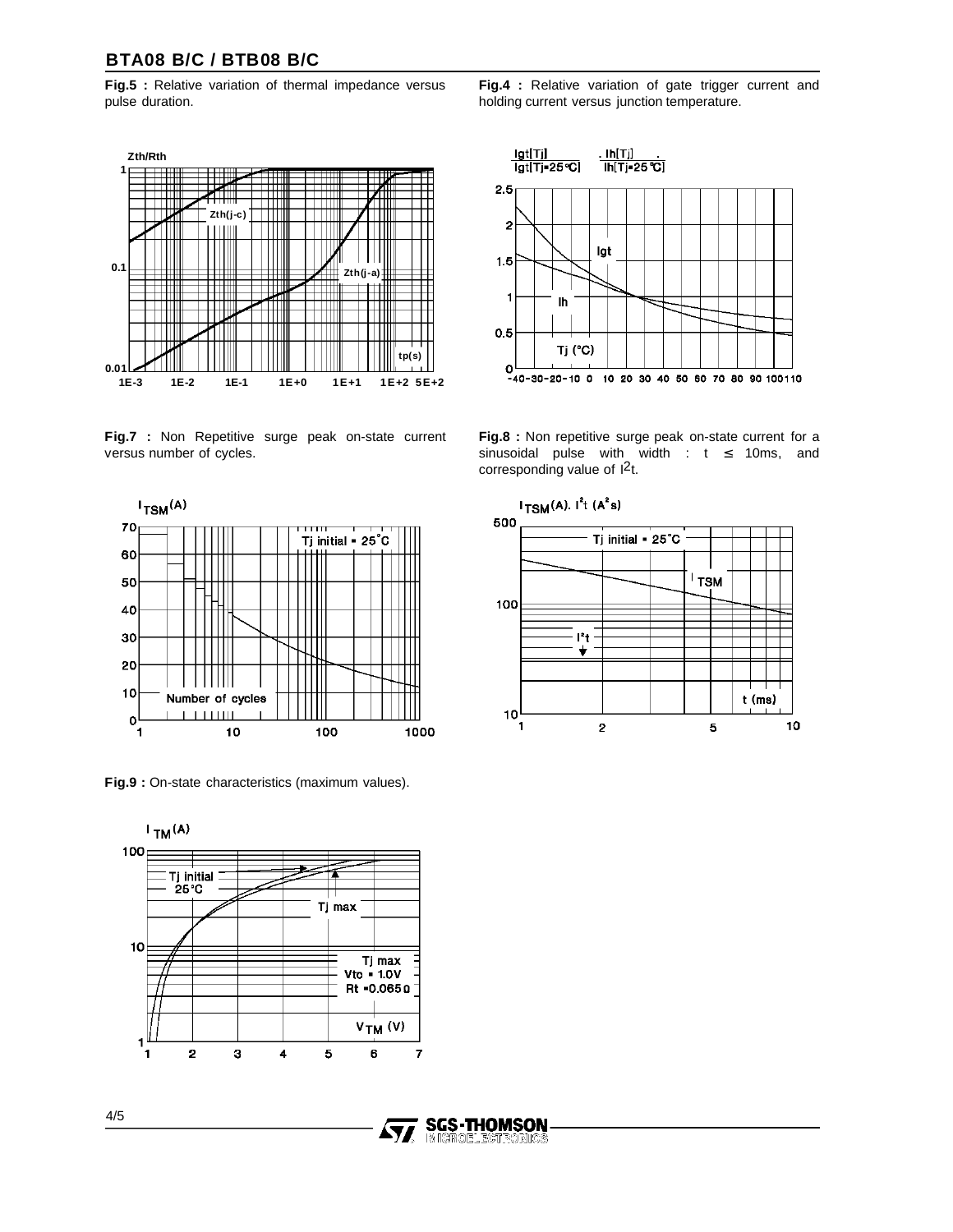**Fig.5 :** Relative variation of thermal impedance versus pulse duration.

**Fig.4 :** Relative variation of gate trigger current and holding current versus junction temperature.

**Fig.7 :** Non Repetitive surge peak on-state current versus number of cycles.

**Fig.8 :** Non repetitive surge peak on-state current for a sinusoidal pulse with width : t ≤ 10ms, and corresponding value of $I^2t$.

**Fig.9 :** On-state characteristics (maximum values).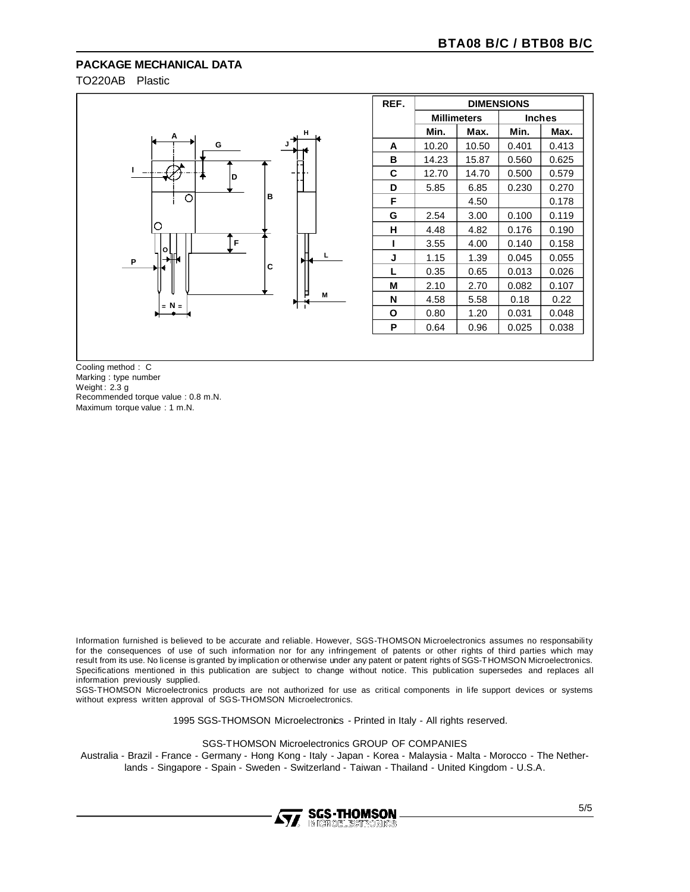## PACKAGE MECHANICAL DATA

TO220AB Plastic

A
G
H
J
I
D
B
F
O
P
C
L
M
= N =

| REF. | DIMENSIONS | | | |
|---|---|---|---|---|
| | Millimeters | | Inches | |
| | Min. | Max. | Min. | Max. |
| A | 10.20 | 10.50 | 0.401 | 0.413 |
| B | 14.23 | 15.87 | 0.560 | 0.625 |
| C | 12.70 | 14.70 | 0.500 | 0.579 |
| D | 5.85 | 6.85 | 0.230 | 0.270 |
| F | | 4.50 | | 0.178 |
| G | 2.54 | 3.00 | 0.100 | 0.119 |
| H | 4.48 | 4.82 | 0.176 | 0.190 |
| I | 3.55 | 4.00 | 0.140 | 0.158 |
| J | 1.15 | 1.39 | 0.045 | 0.055 |
| L | 0.35 | 0.65 | 0.013 | 0.026 |
| M | 2.10 | 2.70 | 0.082 | 0.107 |
| N | 4.58 | 5.58 | 0.18 | 0.22 |
| O | 0.80 | 1.20 | 0.031 | 0.048 |
| P | 0.64 | 0.96 | 0.025 | 0.038 |

Cooling method : C
Marking : type number
Weight : 2.3 g
Recommended torque value : 0.8 m.N.
Maximum torque value : 1 m.N.

Information furnished is believed to be accurate and reliable. However, SGS-THOMSON Microelectronics assumes no responsability for the consequences of use of such information nor for any infringement of patents or other rights of third parties which may result from its use. No license is granted by implication or otherwise under any patent or patent rights of SGS-THOMSON Microelectronics. Specifications mentioned in this publication are subject to change without notice. This publication supersedes and replaces all information previously supplied.
SGS-THOMSON Microelectronics products are not authorized for use as critical components in life support devices or systems without express written approval of SGS-THOMSON Microelectronics.

1995 SGS-THOMSON Microelectronics - Printed in Italy - All rights reserved.

SGS-THOMSON Microelectronics GROUP OF COMPANIES

Australia - Brazil - France - Germany - Hong Kong - Italy - Japan - Korea - Malaysia - Malta - Morocco - The Netherlands - Singapore - Spain - Sweden - Switzerland - Taiwan - Thailand - United Kingdom - U.S.A.